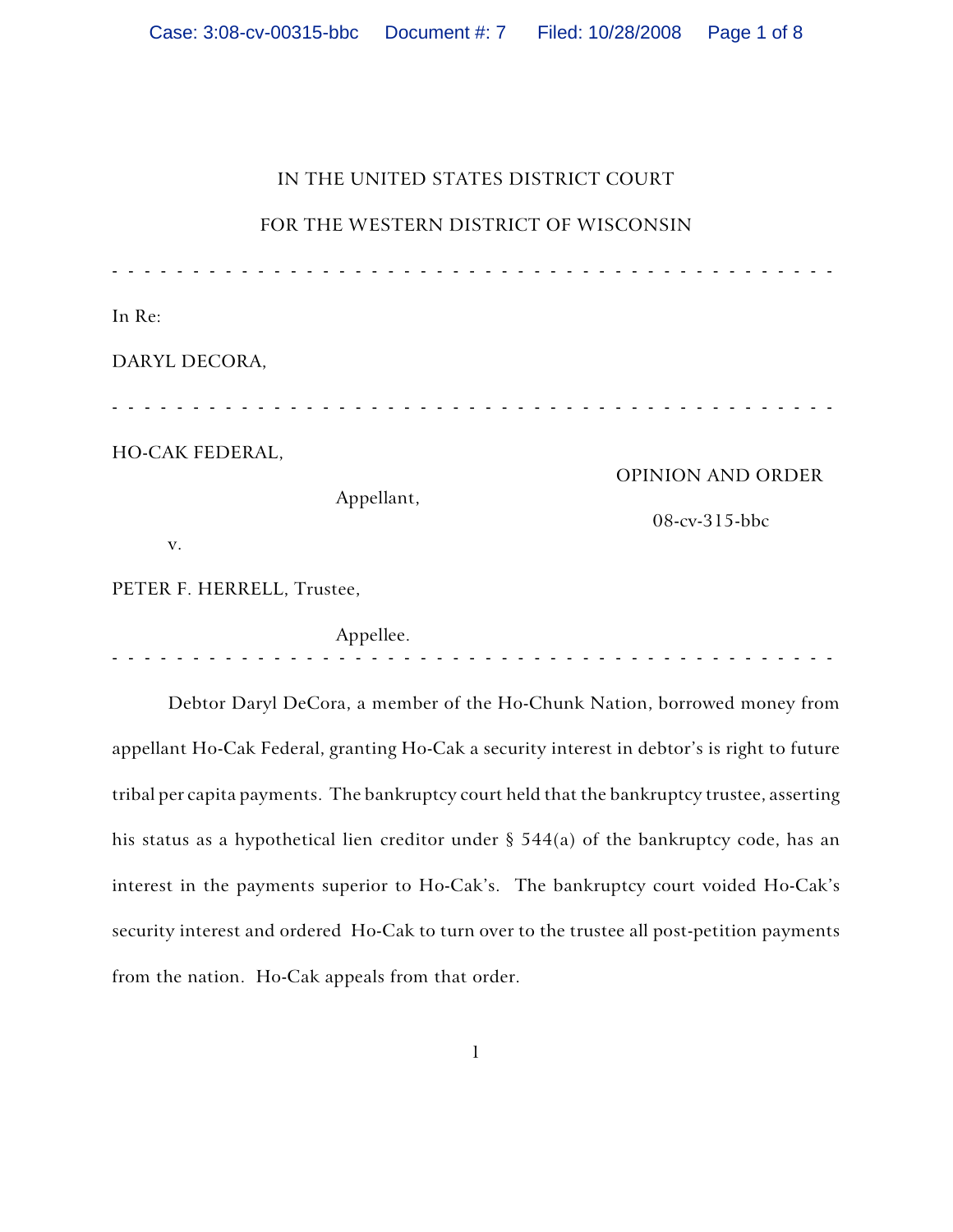IN THE UNITED STATES DISTRICT COURT

FOR THE WESTERN DISTRICT OF WISCONSIN

- - - - - - - - - - - - - - - - - - - - - - - - - - - - - - - - - - - - - - - - - - - - -

In Re:

DARYL DECORA,

- - - - - - - - - - - - - - - - - - - - - - - - - - - - - - - - - - - - - - - - - - - - -

HO-CAK FEDERAL,

Appellant,

OPINION AND ORDER

08-cv-315-bbc

v.

PETER F. HERRELL, Trustee,

Appellee.

- - - - - - - - - - - - - - - - - - - - - - - - - - - - - - - - - - - - - - - - - - - - -

Debtor Daryl DeCora, a member of the Ho-Chunk Nation, borrowed money from appellant Ho-Cak Federal, granting Ho-Cak a security interest in debtor's is right to future tribal per capita payments. The bankruptcy court held that the bankruptcy trustee, asserting his status as a hypothetical lien creditor under § 544(a) of the bankruptcy code, has an interest in the payments superior to Ho-Cak's. The bankruptcy court voided Ho-Cak's security interest and ordered Ho-Cak to turn over to the trustee all post-petition payments from the nation. Ho-Cak appeals from that order.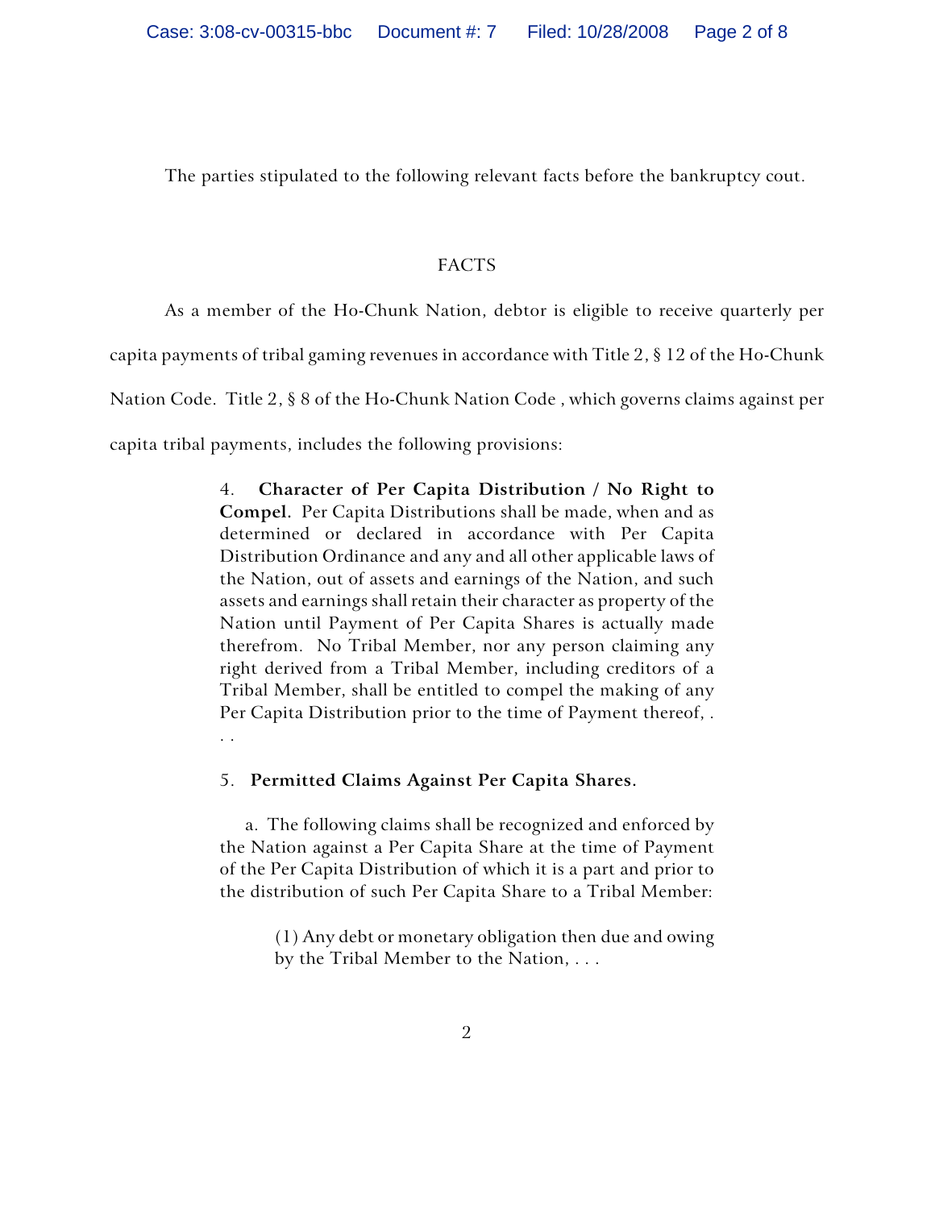The parties stipulated to the following relevant facts before the bankruptcy cout.

FACTS

As a member of the Ho-Chunk Nation, debtor is eligible to receive quarterly per capita payments of tribal gaming revenues in accordance with Title 2, § 12 of the Ho-Chunk Nation Code. Title 2, § 8 of the Ho-Chunk Nation Code , which governs claims against per capita tribal payments, includes the following provisions:

> 4. **Character of Per Capita Distribution / No Right to Compel.** Per Capita Distributions shall be made, when and as determined or declared in accordance with Per Capita Distribution Ordinance and any and all other applicable laws of the Nation, out of assets and earnings of the Nation, and such assets and earnings shall retain their character as property of the Nation until Payment of Per Capita Shares is actually made therefrom. No Tribal Member, nor any person claiming any right derived from a Tribal Member, including creditors of a Tribal Member, shall be entitled to compel the making of any Per Capita Distribution prior to the time of Payment thereof, . . .
>
> 5. **Permitted Claims Against Per Capita Shares.**
>
> a. The following claims shall be recognized and enforced by the Nation against a Per Capita Share at the time of Payment of the Per Capita Distribution of which it is a part and prior to the distribution of such Per Capita Share to a Tribal Member:
>
> (1) Any debt or monetary obligation then due and owing by the Tribal Member to the Nation, . . .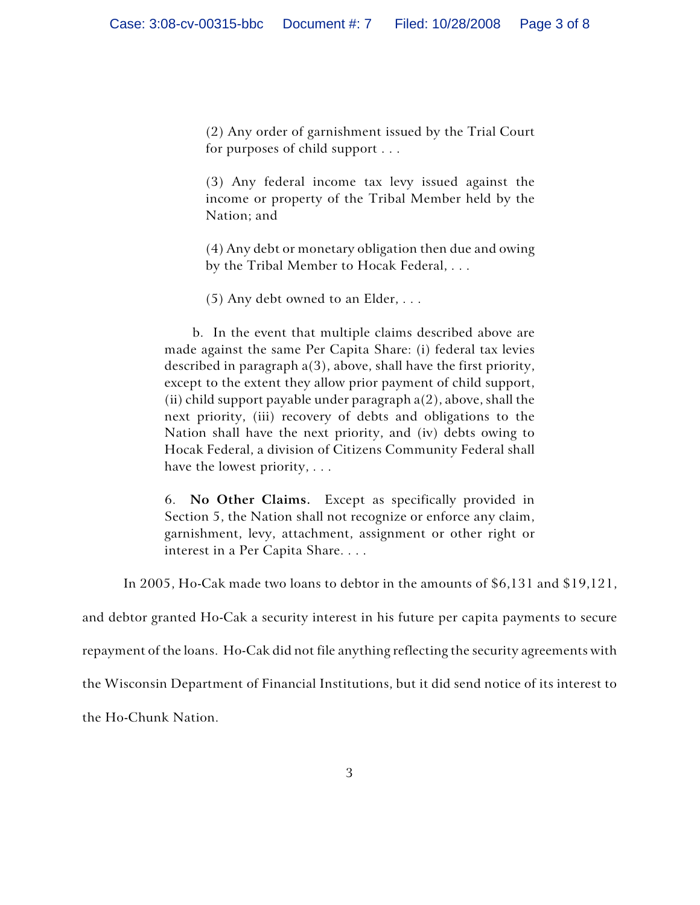> (2) Any order of garnishment issued by the Trial Court for purposes of child support . . .
>
> (3) Any federal income tax levy issued against the income or property of the Tribal Member held by the Nation; and
>
> (4) Any debt or monetary obligation then due and owing by the Tribal Member to Hocak Federal, . . .
>
> (5) Any debt owned to an Elder, . . .
>
> b. In the event that multiple claims described above are made against the same Per Capita Share: (i) federal tax levies described in paragraph a(3), above, shall have the first priority, except to the extent they allow prior payment of child support, (ii) child support payable under paragraph a(2), above, shall the next priority, (iii) recovery of debts and obligations to the Nation shall have the next priority, and (iv) debts owing to Hocak Federal, a division of Citizens Community Federal shall have the lowest priority, . . .
>
> 6. **No Other Claims.** Except as specifically provided in Section 5, the Nation shall not recognize or enforce any claim, garnishment, levy, attachment, assignment or other right or interest in a Per Capita Share. . . .

In 2005, Ho-Cak made two loans to debtor in the amounts of $6,131 and $19,121, and debtor granted Ho-Cak a security interest in his future per capita payments to secure repayment of the loans. Ho-Cak did not file anything reflecting the security agreements with the Wisconsin Department of Financial Institutions, but it did send notice of its interest to the Ho-Chunk Nation.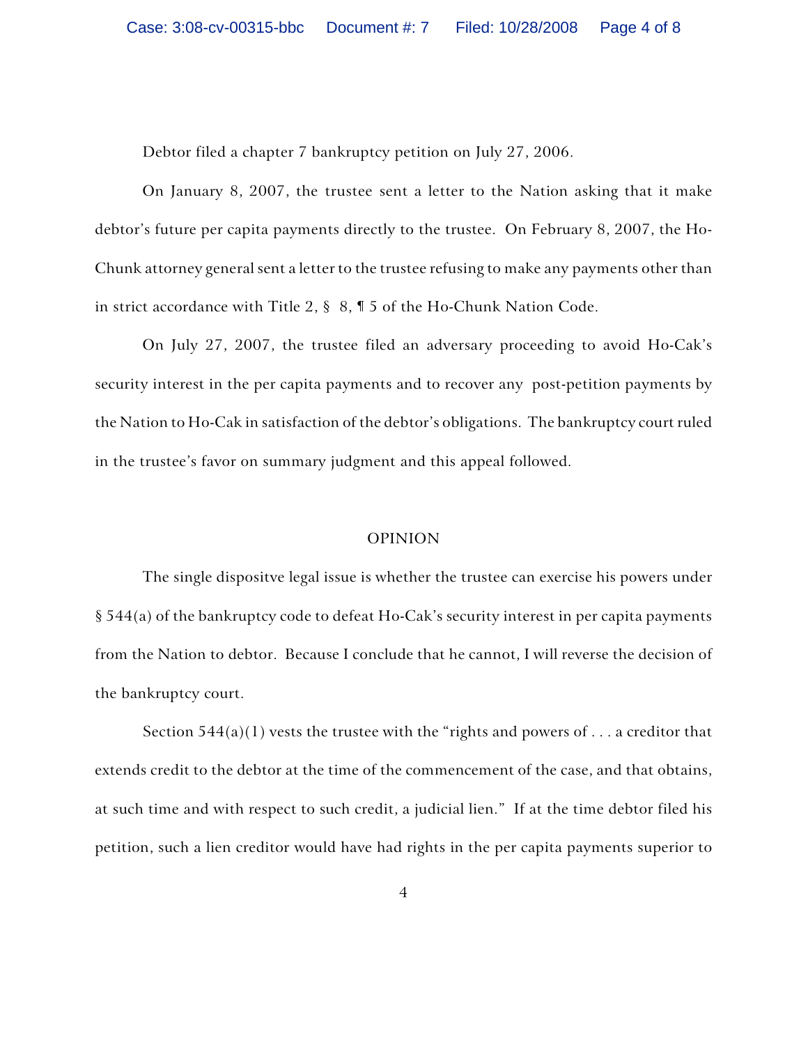Debtor filed a chapter 7 bankruptcy petition on July 27, 2006.

On January 8, 2007, the trustee sent a letter to the Nation asking that it make debtor's future per capita payments directly to the trustee. On February 8, 2007, the Ho-Chunk attorney general sent a letter to the trustee refusing to make any payments other than in strict accordance with Title 2, § 8, ¶ 5 of the Ho-Chunk Nation Code.

On July 27, 2007, the trustee filed an adversary proceeding to avoid Ho-Cak's security interest in the per capita payments and to recover any post-petition payments by the Nation to Ho-Cak in satisfaction of the debtor's obligations. The bankruptcy court ruled in the trustee's favor on summary judgment and this appeal followed.

## OPINION

The single dispositve legal issue is whether the trustee can exercise his powers under § 544(a) of the bankruptcy code to defeat Ho-Cak's security interest in per capita payments from the Nation to debtor. Because I conclude that he cannot, I will reverse the decision of the bankruptcy court.

Section 544(a)(1) vests the trustee with the "rights and powers of . . . a creditor that extends credit to the debtor at the time of the commencement of the case, and that obtains, at such time and with respect to such credit, a judicial lien." If at the time debtor filed his petition, such a lien creditor would have had rights in the per capita payments superior to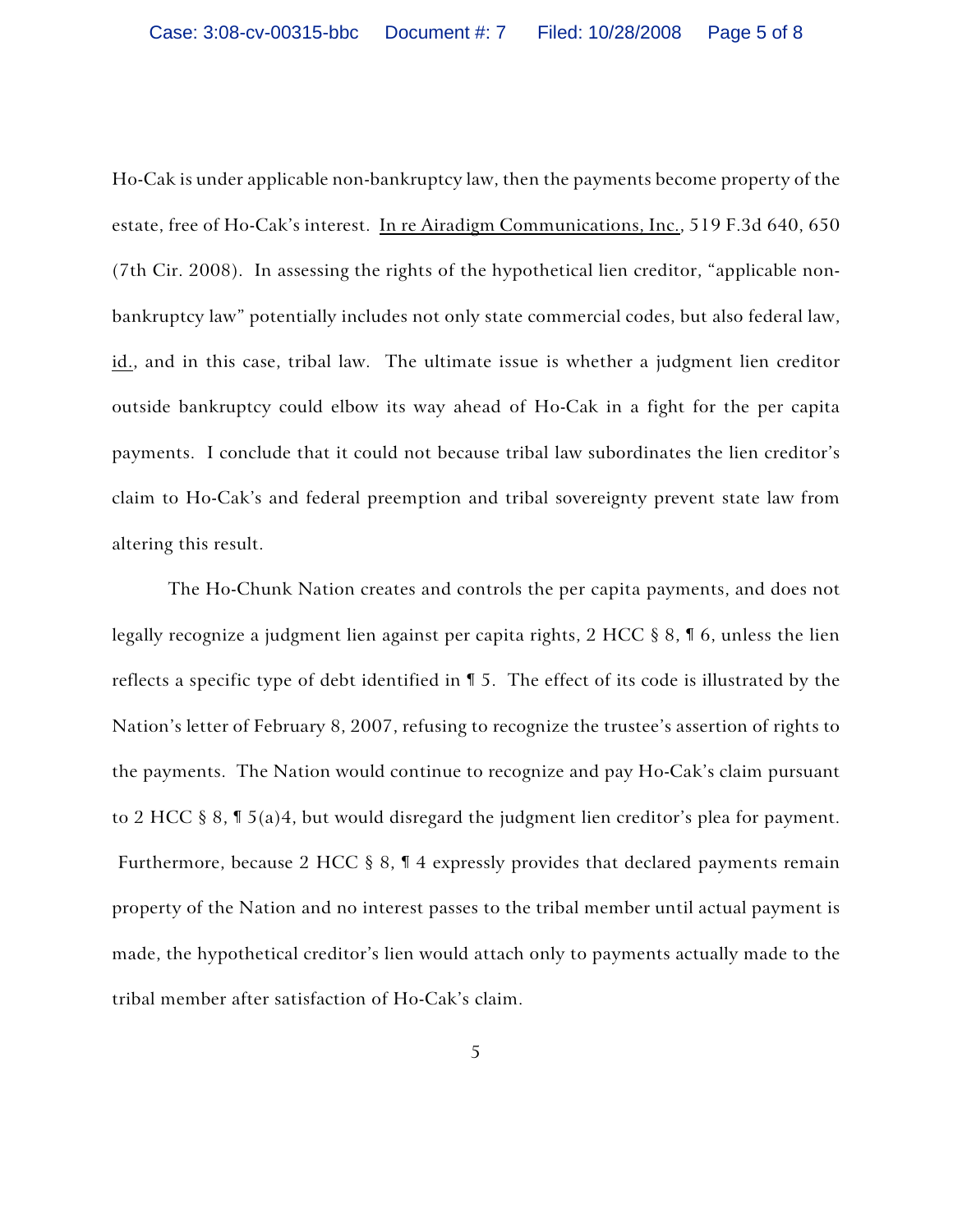Ho-Cak is under applicable non-bankruptcy law, then the payments become property of the estate, free of Ho-Cak's interest. In re Airadigm Communications, Inc., 519 F.3d 640, 650 (7th Cir. 2008). In assessing the rights of the hypothetical lien creditor, "applicable non-bankruptcy law" potentially includes not only state commercial codes, but also federal law, id., and in this case, tribal law. The ultimate issue is whether a judgment lien creditor outside bankruptcy could elbow its way ahead of Ho-Cak in a fight for the per capita payments. I conclude that it could not because tribal law subordinates the lien creditor's claim to Ho-Cak's and federal preemption and tribal sovereignty prevent state law from altering this result.

The Ho-Chunk Nation creates and controls the per capita payments, and does not legally recognize a judgment lien against per capita rights, 2 HCC § 8, ¶ 6, unless the lien reflects a specific type of debt identified in ¶ 5. The effect of its code is illustrated by the Nation's letter of February 8, 2007, refusing to recognize the trustee's assertion of rights to the payments. The Nation would continue to recognize and pay Ho-Cak's claim pursuant to 2 HCC § 8, ¶ 5(a)4, but would disregard the judgment lien creditor's plea for payment. Furthermore, because 2 HCC § 8, ¶ 4 expressly provides that declared payments remain property of the Nation and no interest passes to the tribal member until actual payment is made, the hypothetical creditor's lien would attach only to payments actually made to the tribal member after satisfaction of Ho-Cak's claim.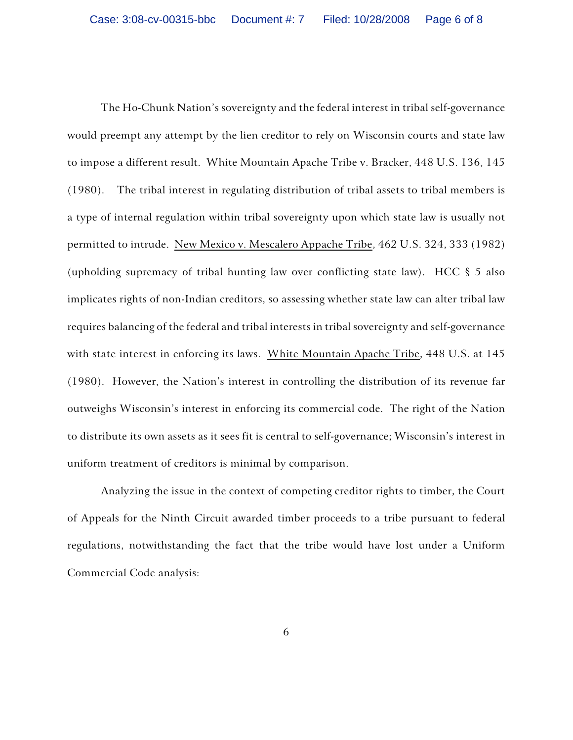The Ho-Chunk Nation's sovereignty and the federal interest in tribal self-governance would preempt any attempt by the lien creditor to rely on Wisconsin courts and state law to impose a different result. White Mountain Apache Tribe v. Bracker, 448 U.S. 136, 145 (1980). The tribal interest in regulating distribution of tribal assets to tribal members is a type of internal regulation within tribal sovereignty upon which state law is usually not permitted to intrude. New Mexico v. Mescalero Appache Tribe, 462 U.S. 324, 333 (1982) (upholding supremacy of tribal hunting law over conflicting state law). HCC § 5 also implicates rights of non-Indian creditors, so assessing whether state law can alter tribal law requires balancing of the federal and tribal interests in tribal sovereignty and self-governance with state interest in enforcing its laws. White Mountain Apache Tribe, 448 U.S. at 145 (1980). However, the Nation's interest in controlling the distribution of its revenue far outweighs Wisconsin's interest in enforcing its commercial code. The right of the Nation to distribute its own assets as it sees fit is central to self-governance; Wisconsin's interest in uniform treatment of creditors is minimal by comparison.

Analyzing the issue in the context of competing creditor rights to timber, the Court of Appeals for the Ninth Circuit awarded timber proceeds to a tribe pursuant to federal regulations, notwithstanding the fact that the tribe would have lost under a Uniform Commercial Code analysis: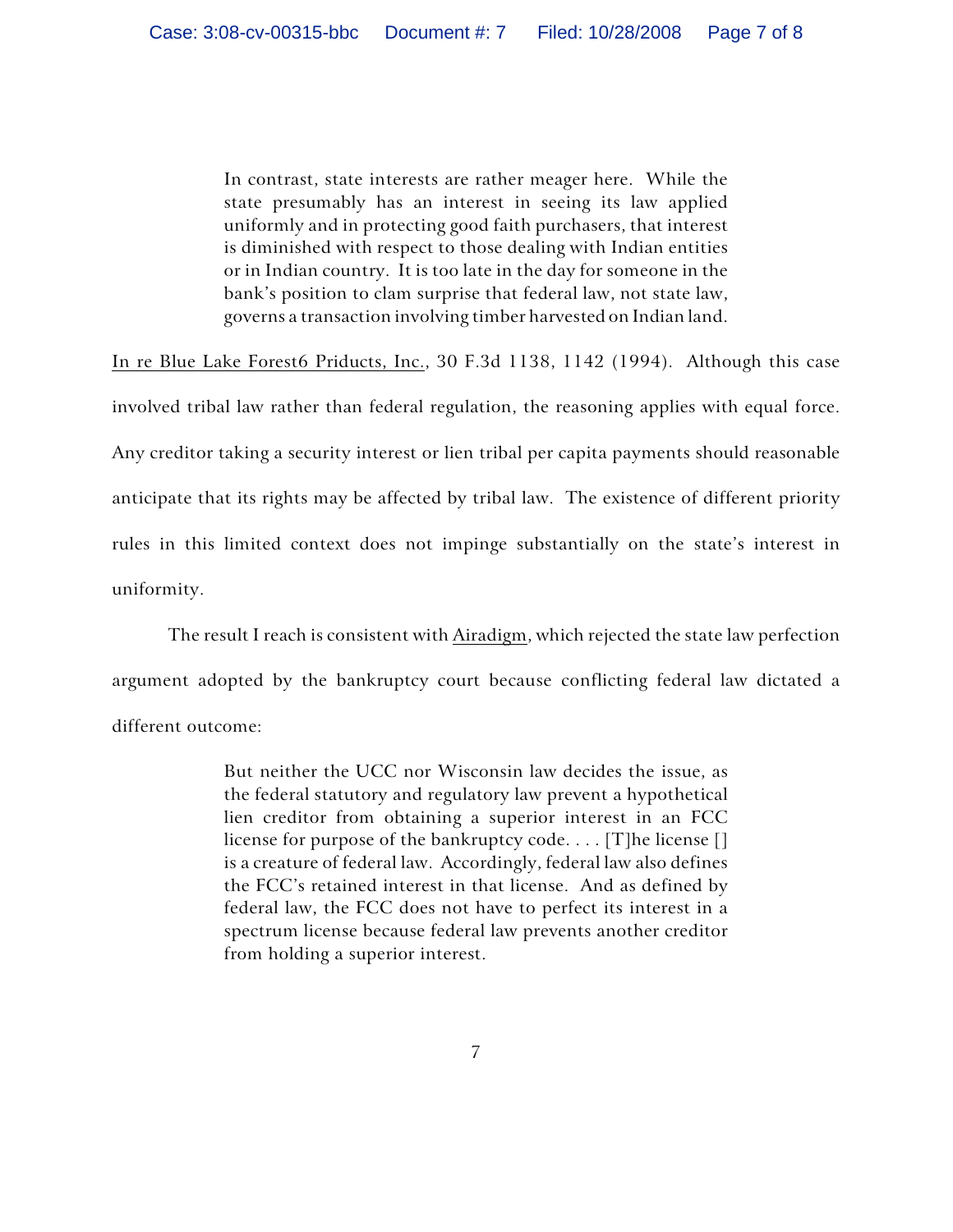> In contrast, state interests are rather meager here. While the state presumably has an interest in seeing its law applied uniformly and in protecting good faith purchasers, that interest is diminished with respect to those dealing with Indian entities or in Indian country. It is too late in the day for someone in the bank's position to clam surprise that federal law, not state law, governs a transaction involving timber harvested on Indian land.

In re Blue Lake Forest6 Priducts, Inc., 30 F.3d 1138, 1142 (1994). Although this case involved tribal law rather than federal regulation, the reasoning applies with equal force. Any creditor taking a security interest or lien tribal per capita payments should reasonable anticipate that its rights may be affected by tribal law. The existence of different priority rules in this limited context does not impinge substantially on the state's interest in uniformity.

The result I reach is consistent with Airadigm, which rejected the state law perfection argument adopted by the bankruptcy court because conflicting federal law dictated a different outcome:

> But neither the UCC nor Wisconsin law decides the issue, as the federal statutory and regulatory law prevent a hypothetical lien creditor from obtaining a superior interest in an FCC license for purpose of the bankruptcy code. . . . [T]he license [] is a creature of federal law. Accordingly, federal law also defines the FCC's retained interest in that license. And as defined by federal law, the FCC does not have to perfect its interest in a spectrum license because federal law prevents another creditor from holding a superior interest.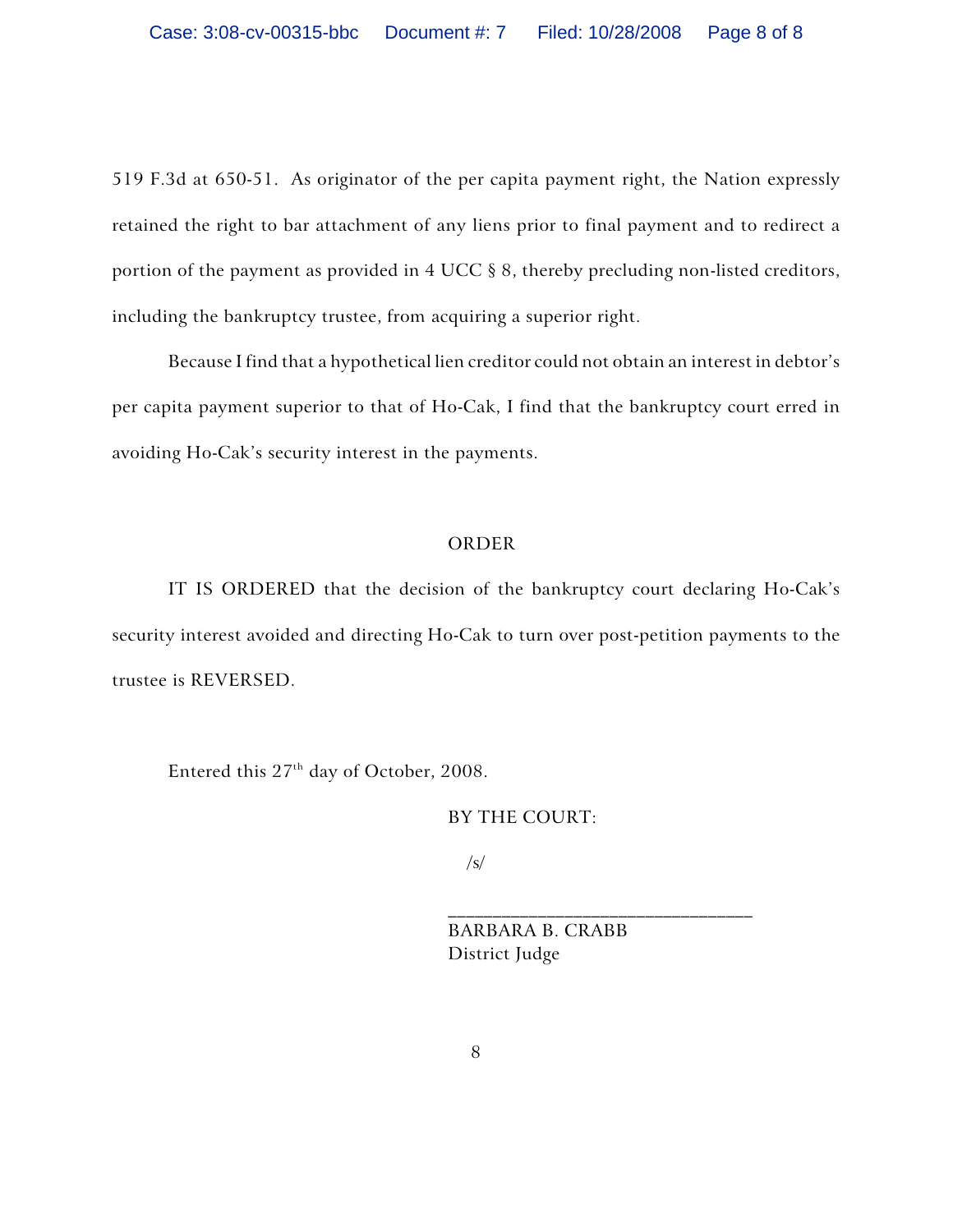519 F.3d at 650-51. As originator of the per capita payment right, the Nation expressly retained the right to bar attachment of any liens prior to final payment and to redirect a portion of the payment as provided in 4 UCC § 8, thereby precluding non-listed creditors, including the bankruptcy trustee, from acquiring a superior right.

Because I find that a hypothetical lien creditor could not obtain an interest in debtor's per capita payment superior to that of Ho-Cak, I find that the bankruptcy court erred in avoiding Ho-Cak's security interest in the payments.

ORDER

IT IS ORDERED that the decision of the bankruptcy court declaring Ho-Cak's security interest avoided and directing Ho-Cak to turn over post-petition payments to the trustee is REVERSED.

Entered this 27th day of October, 2008.

BY THE COURT:

/s/

\_\_\_\_\_\_\_\_\_\_\_\_\_\_\_\_\_\_\_\_\_\_\_\_\_\_\_\_\_\_\_\_

BARBARA B. CRABB
District Judge